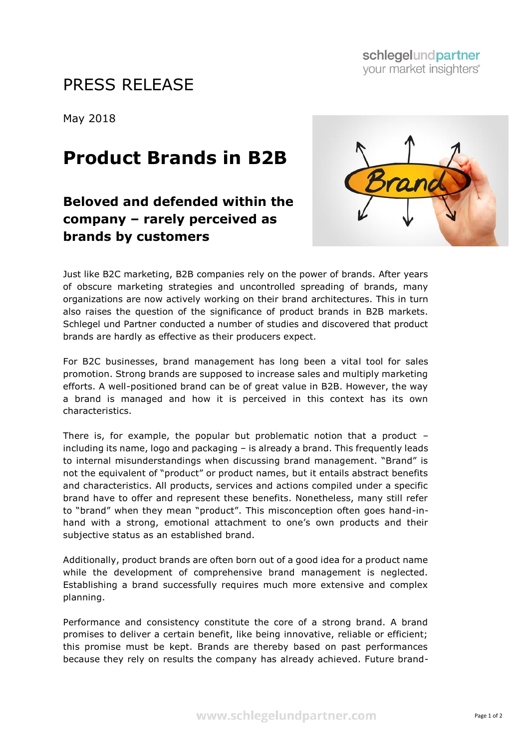# PRESS RELEASE

May 2018

## Product Brands in B2B

### Beloved and defended within the company – rarely perceived as brands by customers

Just like B2C marketing, B2B companies rely on the power of brands. After years of obscure marketing strategies and uncontrolled spreading of brands, many organizations are now actively working on their brand architectures. This in turn also raises the question of the significance of product brands in B2B markets. Schlegel und Partner conducted a number of studies and discovered that product brands are hardly as effective as their producers expect.

For B2C businesses, brand management has long been a vital tool for sales promotion. Strong brands are supposed to increase sales and multiply marketing efforts. A well-positioned brand can be of great value in B2B. However, the way a brand is managed and how it is perceived in this context has its own characteristics.

There is, for example, the popular but problematic notion that a product – including its name, logo and packaging – is already a brand. This frequently leads to internal misunderstandings when discussing brand management. "Brand" is not the equivalent of "product" or product names, but it entails abstract benefits and characteristics. All products, services and actions compiled under a specific brand have to offer and represent these benefits. Nonetheless, many still refer to "brand" when they mean "product". This misconception often goes hand-in-hand with a strong, emotional attachment to one's own products and their subjective status as an established brand.

Additionally, product brands are often born out of a good idea for a product name while the development of comprehensive brand management is neglected. Establishing a brand successfully requires much more extensive and complex planning.

Performance and consistency constitute the core of a strong brand. A brand promises to deliver a certain benefit, like being innovative, reliable or efficient; this promise must be kept. Brands are thereby based on past performances because they rely on results the company has already achieved. Future brand-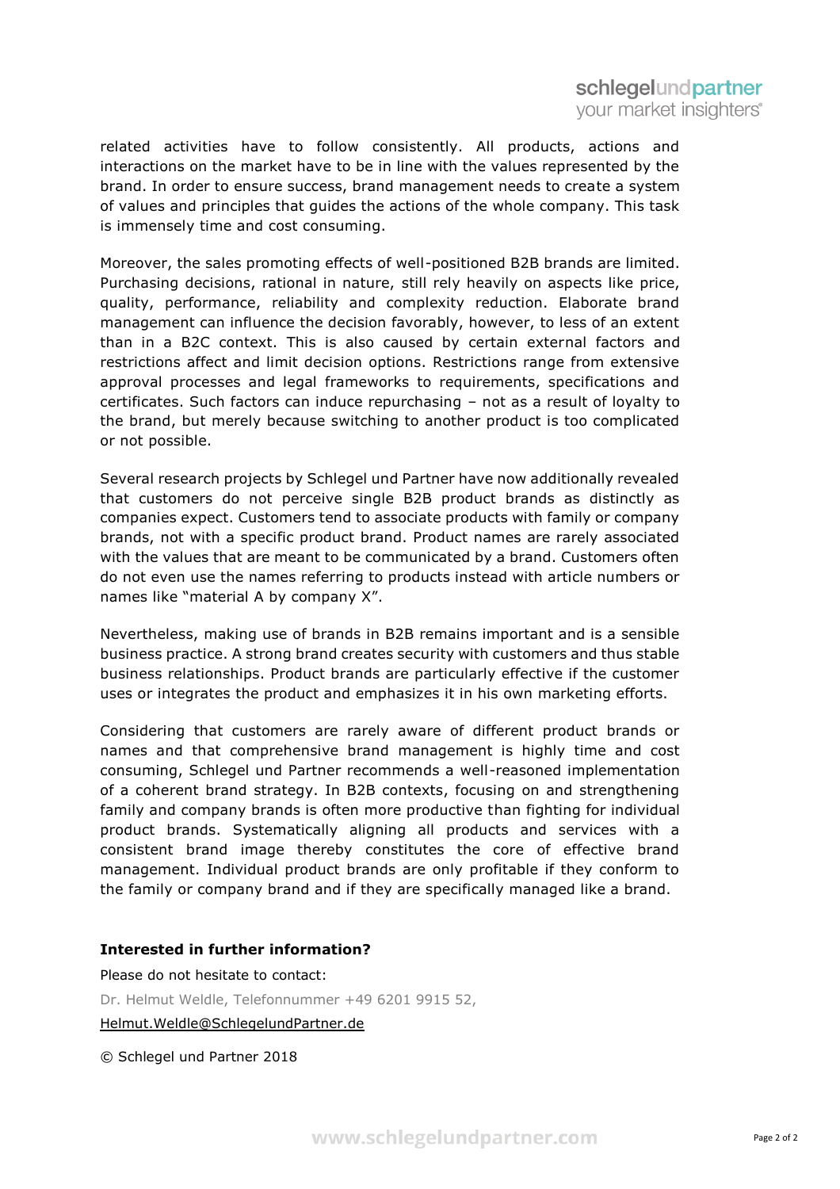related activities have to follow consistently. All products, actions and interactions on the market have to be in line with the values represented by the brand. In order to ensure success, brand management needs to create a system of values and principles that guides the actions of the whole company. This task is immensely time and cost consuming.

Moreover, the sales promoting effects of well-positioned B2B brands are limited. Purchasing decisions, rational in nature, still rely heavily on aspects like price, quality, performance, reliability and complexity reduction. Elaborate brand management can influence the decision favorably, however, to less of an extent than in a B2C context. This is also caused by certain external factors and restrictions affect and limit decision options. Restrictions range from extensive approval processes and legal frameworks to requirements, specifications and certificates. Such factors can induce repurchasing – not as a result of loyalty to the brand, but merely because switching to another product is too complicated or not possible.

Several research projects by Schlegel und Partner have now additionally revealed that customers do not perceive single B2B product brands as distinctly as companies expect. Customers tend to associate products with family or company brands, not with a specific product brand. Product names are rarely associated with the values that are meant to be communicated by a brand. Customers often do not even use the names referring to products instead with article numbers or names like "material A by company X".

Nevertheless, making use of brands in B2B remains important and is a sensible business practice. A strong brand creates security with customers and thus stable business relationships. Product brands are particularly effective if the customer uses or integrates the product and emphasizes it in his own marketing efforts.

Considering that customers are rarely aware of different product brands or names and that comprehensive brand management is highly time and cost consuming, Schlegel und Partner recommends a well-reasoned implementation of a coherent brand strategy. In B2B contexts, focusing on and strengthening family and company brands is often more productive than fighting for individual product brands. Systematically aligning all products and services with a consistent brand image thereby constitutes the core of effective brand management. Individual product brands are only profitable if they conform to the family or company brand and if they are specifically managed like a brand.

**Interested in further information?**

Please do not hesitate to contact:

Dr. Helmut Weldle, Telefonnummer +49 6201 9915 52,

Helmut.Weldle@SchlegelundPartner.de

© Schlegel und Partner 2018